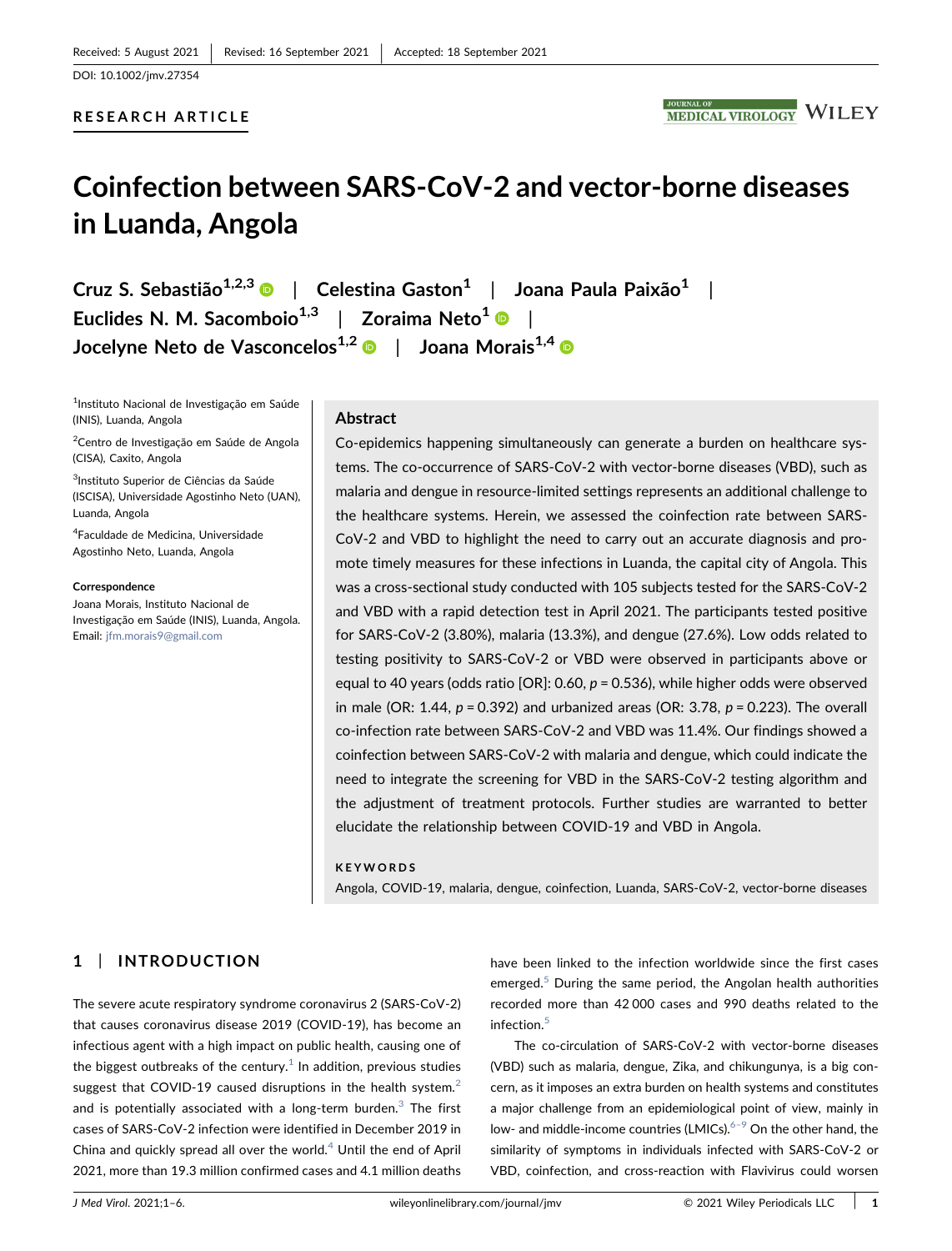Received: 5 August 2021 | Revised: 16 September 2021 | Accepted: 18 September 2021

DOI: 10.1002/jmv.27354

RESEARCH ARTICLE

# Coinfection between SARS-CoV-2 and vector-borne diseases in Luanda, Angola

Cruz S. Sebastião[1,2,3] | Celestina Gaston[1] | Joana Paula Paixão[1] | Euclides N. M. Sacomboio[1,3] | Zoraima Neto[1] | Jocelyne Neto de Vasconcelos[1,2] | Joana Morais[1,4]

[1]Instituto Nacional de Investigação em Saúde (INIS), Luanda, Angola

[2]Centro de Investigação em Saúde de Angola (CISA), Caxito, Angola

[3]Instituto Superior de Ciências da Saúde (ISCISA), Universidade Agostinho Neto (UAN), Luanda, Angola

[4]Faculdade de Medicina, Universidade Agostinho Neto, Luanda, Angola

**Correspondence**

Joana Morais, Instituto Nacional de Investigação em Saúde (INIS), Luanda, Angola.
Email: jfm.morais9@gmail.com

## Abstract

Co-epidemics happening simultaneously can generate a burden on healthcare systems. The co-occurrence of SARS-CoV-2 with vector-borne diseases (VBD), such as malaria and dengue in resource-limited settings represents an additional challenge to the healthcare systems. Herein, we assessed the coinfection rate between SARS-CoV-2 and VBD to highlight the need to carry out an accurate diagnosis and promote timely measures for these infections in Luanda, the capital city of Angola. This was a cross-sectional study conducted with 105 subjects tested for the SARS-CoV-2 and VBD with a rapid detection test in April 2021. The participants tested positive for SARS-CoV-2 (3.80%), malaria (13.3%), and dengue (27.6%). Low odds related to testing positivity to SARS-CoV-2 or VBD were observed in participants above or equal to 40 years (odds ratio [OR]: 0.60, $p = 0.536$), while higher odds were observed in male (OR: 1.44, $p = 0.392$) and urbanized areas (OR: 3.78, $p = 0.223$). The overall co-infection rate between SARS-CoV-2 and VBD was 11.4%. Our findings showed a coinfection between SARS-CoV-2 with malaria and dengue, which could indicate the need to integrate the screening for VBD in the SARS-CoV-2 testing algorithm and the adjustment of treatment protocols. Further studies are warranted to better elucidate the relationship between COVID-19 and VBD in Angola.

**KEYWORDS**

Angola, COVID-19, malaria, dengue, coinfection, Luanda, SARS-CoV-2, vector-borne diseases

## 1 | INTRODUCTION

The severe acute respiratory syndrome coronavirus 2 (SARS-CoV-2) that causes coronavirus disease 2019 (COVID-19), has become an infectious agent with a high impact on public health, causing one of the biggest outbreaks of the century.[1] In addition, previous studies suggest that COVID-19 caused disruptions in the health system.[2] and is potentially associated with a long-term burden.[3] The first cases of SARS-CoV-2 infection were identified in December 2019 in China and quickly spread all over the world.[4] Until the end of April 2021, more than 19.3 million confirmed cases and 4.1 million deaths have been linked to the infection worldwide since the first cases emerged.[5] During the same period, the Angolan health authorities recorded more than 42 000 cases and 990 deaths related to the infection.[5]

The co-circulation of SARS-CoV-2 with vector-borne diseases (VBD) such as malaria, dengue, Zika, and chikungunya, is a big concern, as it imposes an extra burden on health systems and constitutes a major challenge from an epidemiological point of view, mainly in low- and middle-income countries (LMICs).[6–9] On the other hand, the similarity of symptoms in individuals infected with SARS-CoV-2 or VBD, coinfection, and cross-reaction with Flavivirus could worsen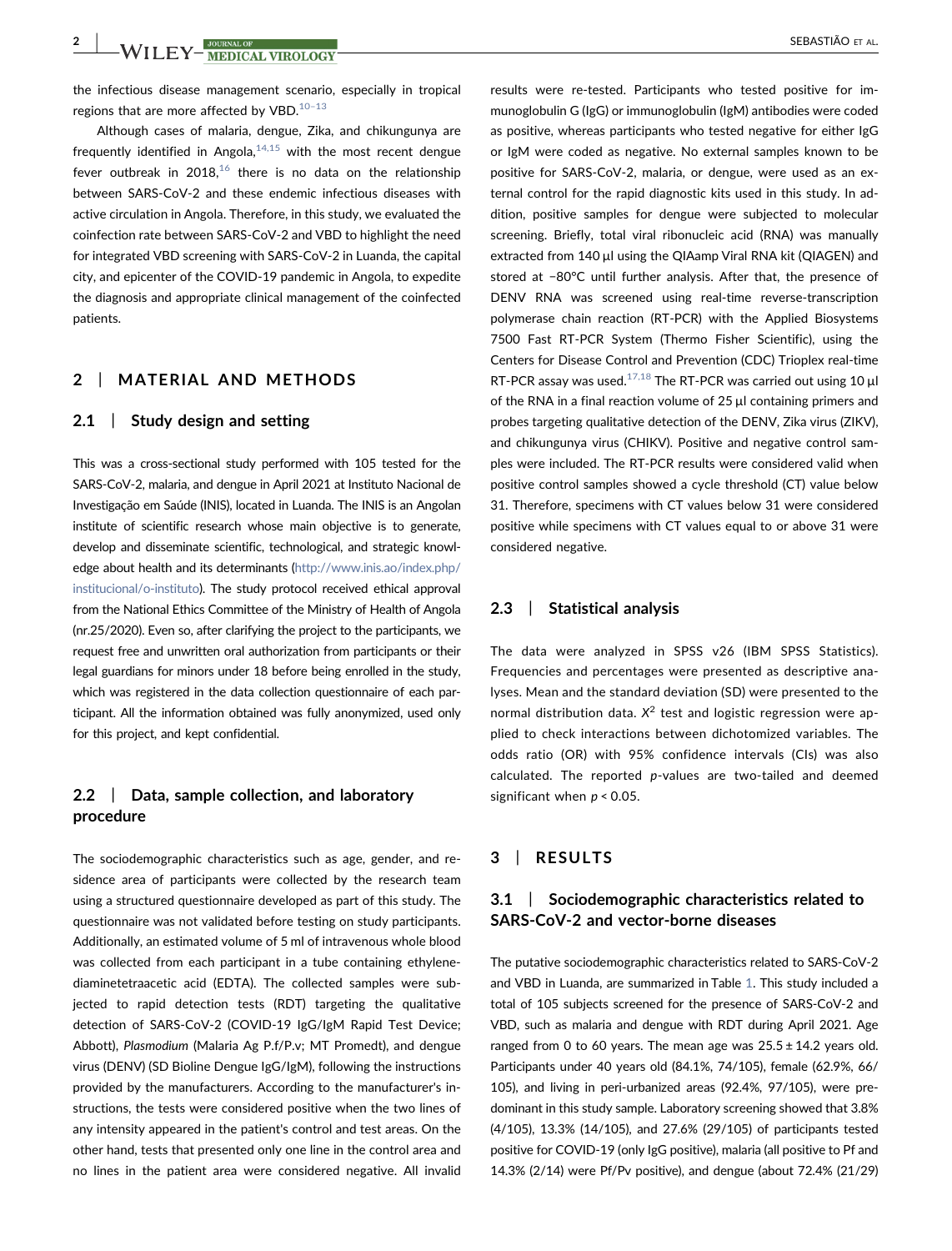the infectious disease management scenario, especially in tropical regions that are more affected by VBD.[10–13]

Although cases of malaria, dengue, Zika, and chikungunya are frequently identified in Angola,[14,15] with the most recent dengue fever outbreak in 2018,[16] there is no data on the relationship between SARS-CoV-2 and these endemic infectious diseases with active circulation in Angola. Therefore, in this study, we evaluated the coinfection rate between SARS-CoV-2 and VBD to highlight the need for integrated VBD screening with SARS-CoV-2 in Luanda, the capital city, and epicenter of the COVID-19 pandemic in Angola, to expedite the diagnosis and appropriate clinical management of the coinfected patients.

## 2 | MATERIAL AND METHODS

### 2.1 | Study design and setting

This was a cross-sectional study performed with 105 tested for the SARS-CoV-2, malaria, and dengue in April 2021 at Instituto Nacional de Investigação em Saúde (INIS), located in Luanda. The INIS is an Angolan institute of scientific research whose main objective is to generate, develop and disseminate scientific, technological, and strategic knowledge about health and its determinants (http://www.inis.ao/index.php/institucional/o-instituto). The study protocol received ethical approval from the National Ethics Committee of the Ministry of Health of Angola (nr.25/2020). Even so, after clarifying the project to the participants, we request free and unwritten oral authorization from participants or their legal guardians for minors under 18 before being enrolled in the study, which was registered in the data collection questionnaire of each participant. All the information obtained was fully anonymized, used only for this project, and kept confidential.

### 2.2 | Data, sample collection, and laboratory procedure

The sociodemographic characteristics such as age, gender, and residence area of participants were collected by the research team using a structured questionnaire developed as part of this study. The questionnaire was not validated before testing on study participants. Additionally, an estimated volume of 5 ml of intravenous whole blood was collected from each participant in a tube containing ethylenediaminetetraacetic acid (EDTA). The collected samples were subjected to rapid detection tests (RDT) targeting the qualitative detection of SARS-CoV-2 (COVID-19 IgG/IgM Rapid Test Device; Abbott), *Plasmodium* (Malaria Ag P.f/P.v; MT Promedt), and dengue virus (DENV) (SD Bioline Dengue IgG/IgM), following the instructions provided by the manufacturers. According to the manufacturer's instructions, the tests were considered positive when the two lines of any intensity appeared in the patient's control and test areas. On the other hand, tests that presented only one line in the control area and no lines in the patient area were considered negative. All invalid results were re-tested. Participants who tested positive for immunoglobulin G (IgG) or immunoglobulin (IgM) antibodies were coded as positive, whereas participants who tested negative for either IgG or IgM were coded as negative. No external samples known to be positive for SARS-CoV-2, malaria, or dengue, were used as an external control for the rapid diagnostic kits used in this study. In addition, positive samples for dengue were subjected to molecular screening. Briefly, total viral ribonucleic acid (RNA) was manually extracted from 140 µl using the QIAmp Viral RNA kit (QIAGEN) and stored at −80°C until further analysis. After that, the presence of DENV RNA was screened using real-time reverse-transcription polymerase chain reaction (RT-PCR) with the Applied Biosystems 7500 Fast RT-PCR System (Thermo Fisher Scientific), using the Centers for Disease Control and Prevention (CDC) Trioplex real-time RT-PCR assay was used.[17,18] The RT-PCR was carried out using 10 µl of the RNA in a final reaction volume of 25 µl containing primers and probes targeting qualitative detection of the DENV, Zika virus (ZIKV), and chikungunya virus (CHIKV). Positive and negative control samples were included. The RT-PCR results were considered valid when positive control samples showed a cycle threshold (CT) value below 31. Therefore, specimens with CT values below 31 were considered positive while specimens with CT values equal to or above 31 were considered negative.

### 2.3 | Statistical analysis

The data were analyzed in SPSS v26 (IBM SPSS Statistics). Frequencies and percentages were presented as descriptive analyses. Mean and the standard deviation (SD) were presented to the normal distribution data. $X^2$ test and logistic regression were applied to check interactions between dichotomized variables. The odds ratio (OR) with 95% confidence intervals (CIs) was also calculated. The reported *p*-values are two-tailed and deemed significant when $p < 0.05$.

## 3 | RESULTS

### 3.1 | Sociodemographic characteristics related to SARS-CoV-2 and vector-borne diseases

The putative sociodemographic characteristics related to SARS-CoV-2 and VBD in Luanda, are summarized in Table 1. This study included a total of 105 subjects screened for the presence of SARS-CoV-2 and VBD, such as malaria and dengue with RDT during April 2021. Age ranged from 0 to 60 years. The mean age was 25.5 ± 14.2 years old. Participants under 40 years old (84.1%, 74/105), female (62.9%, 66/105), and living in peri-urbanized areas (92.4%, 97/105), were predominant in this study sample. Laboratory screening showed that 3.8% (4/105), 13.3% (14/105), and 27.6% (29/105) of participants tested positive for COVID-19 (only IgG positive), malaria (all positive to Pf and 14.3% (2/14) were Pf/Pv positive), and dengue (about 72.4% (21/29)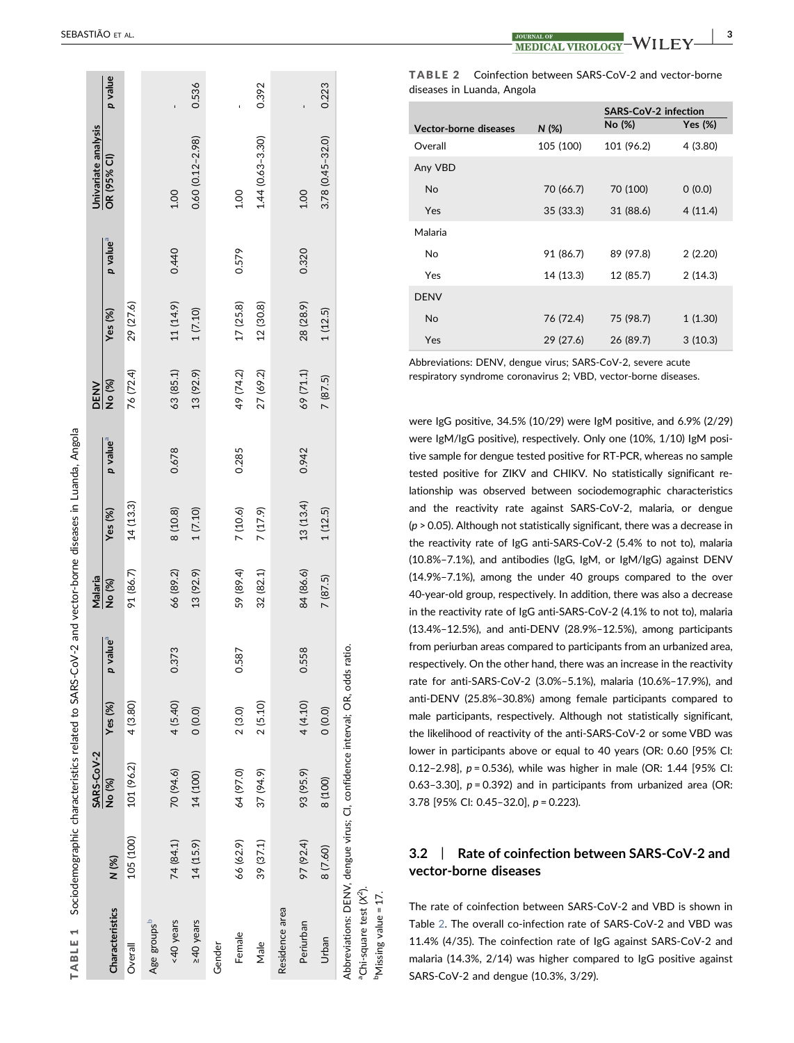**TABLE 1** Sociodemographic characteristics related to SARS-CoV-2 and vector-borne diseases in Luanda, Angola

| Characteristics | N (%) | SARS-CoV-2 | | | Malaria | | | DENV | | | Univariate analysis | |
|---|---|---|---|---|---|---|---|---|---|---|---|---|
| | | No (%) | Yes (%) | p value[a] | No (%) | Yes (%) | p value[a] | No (%) | Yes (%) | p value[a] | OR (95% CI) | p value |
| Overall | 105 (100) | 101 (96.2) | 4 (3.80) | | 91 (86.7) | 14 (13.3) | | 76 (72.4) | 29 (27.6) | | | |
| Age groups[b] | | | | | | | | | | | | |
| <40 years | 74 (84.1) | 70 (94.6) | 4 (5.40) | 0.373 | 66 (89.2) | 8 (10.8) | 0.678 | 63 (85.1) | 11 (14.9) | 0.440 | 1.00 | - |
| ≥40 years | 14 (15.9) | 14 (100) | 0 (0.0) | | 13 (92.9) | 1 (7.10) | | 13 (92.9) | 1 (7.10) | | 0.60 (0.12–2.98) | 0.536 |
| Gender | | | | | | | | | | | | |
| Female | 66 (62.9) | 64 (97.0) | 2 (3.0) | 0.587 | 59 (89.4) | 7 (10.6) | 0.285 | 49 (74.2) | 17 (25.8) | 0.579 | 1.00 | - |
| Male | 39 (37.1) | 37 (94.9) | 2 (5.10) | | 32 (82.1) | 7 (17.9) | | 27 (69.2) | 12 (30.8) | | 1.44 (0.63–3.30) | 0.392 |
| Residence area | | | | | | | | | | | | |
| Periurban | 97 (92.4) | 93 (95.9) | 4 (4.10) | 0.558 | 84 (86.6) | 13 (13.4) | 0.942 | 69 (71.1) | 28 (28.9) | 0.320 | 1.00 | - |
| Urban | 8 (7.60) | 8 (100) | 0 (0.0) | | 7 (87.5) | 1 (12.5) | | 7 (87.5) | 1 (12.5) | | 3.78 (0.45–32.0) | 0.223 |

Abbreviations: DENV, dengue virus; CI, confidence interval; OR, odds ratio.

[a]Chi-square test ($X^2$).

[b]Missing value = 17.

**TABLE 2** Coinfection between SARS-CoV-2 and vector-borne diseases in Luanda, Angola

| Vector-borne diseases | N (%) | SARS-CoV-2 infection | |
|---|---|---|---|
| | | No (%) | Yes (%) |
| Overall | 105 (100) | 101 (96.2) | 4 (3.80) |
| Any VBD | | | |
| No | 70 (66.7) | 70 (100) | 0 (0.0) |
| Yes | 35 (33.3) | 31 (88.6) | 4 (11.4) |
| Malaria | | | |
| No | 91 (86.7) | 89 (97.8) | 2 (2.20) |
| Yes | 14 (13.3) | 12 (85.7) | 2 (14.3) |
| DENV | | | |
| No | 76 (72.4) | 75 (98.7) | 1 (1.30) |
| Yes | 29 (27.6) | 26 (89.7) | 3 (10.3) |

Abbreviations: DENV, dengue virus; SARS-CoV-2, severe acute respiratory syndrome coronavirus 2; VBD, vector-borne diseases.

were IgG positive, 34.5% (10/29) were IgM positive, and 6.9% (2/29) were IgM/IgG positive), respectively. Only one (10%, 1/10) IgM positive sample for dengue tested positive for RT-PCR, whereas no sample tested positive for ZIKV and CHIKV. No statistically significant relationship was observed between sociodemographic characteristics and the reactivity rate against SARS-CoV-2, malaria, or dengue ($p > 0.05$). Although not statistically significant, there was a decrease in the reactivity rate of IgG anti-SARS-CoV-2 (5.4% to not to), malaria (10.8%–7.1%), and antibodies (IgG, IgM, or IgM/IgG) against DENV (14.9%–7.1%), among the under 40 groups compared to the over 40-year-old group, respectively. In addition, there was also a decrease in the reactivity rate of IgG anti-SARS-CoV-2 (4.1% to not to), malaria (13.4%–12.5%), and anti-DENV (28.9%–12.5%), among participants from periurban areas compared to participants from an urbanized area, respectively. On the other hand, there was an increase in the reactivity rate for anti-SARS-CoV-2 (3.0%–5.1%), malaria (10.6%–17.9%), and anti-DENV (25.8%–30.8%) among female participants compared to male participants, respectively. Although not statistically significant, the likelihood of reactivity of the anti-SARS-CoV-2 or some VBD was lower in participants above or equal to 40 years (OR: 0.60 [95% CI: 0.12–2.98], $p = 0.536$), while was higher in male (OR: 1.44 [95% CI: 0.63–3.30], $p = 0.392$) and in participants from urbanized area (OR: 3.78 [95% CI: 0.45–32.0], $p = 0.223$).

### 3.2 | Rate of coinfection between SARS-CoV-2 and vector-borne diseases

The rate of coinfection between SARS-CoV-2 and VBD is shown in Table 2. The overall co-infection rate of SARS-CoV-2 and VBD was 11.4% (4/35). The coinfection rate of IgG against SARS-CoV-2 and malaria (14.3%, 2/14) was higher compared to IgG positive against SARS-CoV-2 and dengue (10.3%, 3/29).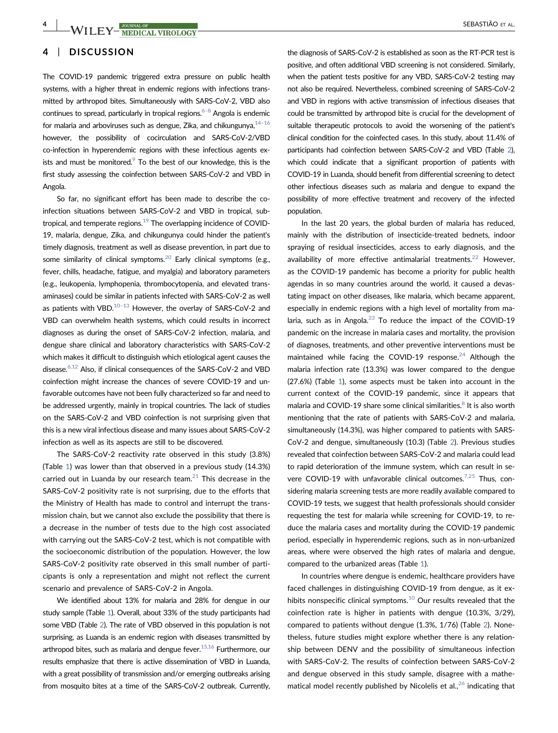## 4 | DISCUSSION

The COVID-19 pandemic triggered extra pressure on public health systems, with a higher threat in endemic regions with infections transmitted by arthropod bites. Simultaneously with SARS-CoV-2, VBD also continues to spread, particularly in tropical regions.[6–8] Angola is endemic for malaria and arboviruses such as dengue, Zika, and chikungunya,[14–16] however, the possibility of cocirculation and SARS-CoV-2/VBD co-infection in hyperendemic regions with these infectious agents exists and must be monitored.[9] To the best of our knowledge, this is the first study assessing the coinfection between SARS-CoV-2 and VBD in Angola.

So far, no significant effort has been made to describe the co-infection situations between SARS-CoV-2 and VBD in tropical, subtropical, and temperate regions.[19] The overlapping incidence of COVID-19, malaria, dengue, Zika, and chikungunya could hinder the patient's timely diagnosis, treatment as well as disease prevention, in part due to some similarity of clinical symptoms.[20] Early clinical symptoms (e.g., fever, chills, headache, fatigue, and myalgia) and laboratory parameters (e.g., leukopenia, lymphopenia, thrombocytopenia, and elevated transaminases) could be similar in patients infected with SARS-CoV-2 as well as patients with VBD.[10–13] However, the overlay of SARS-CoV-2 and VBD can overwhelm health systems, which could results in incorrect diagnoses as during the onset of SARS-CoV-2 infection, malaria, and dengue share clinical and laboratory characteristics with SARS-CoV-2 which makes it difficult to distinguish which etiological agent causes the disease.[6,12] Also, if clinical consequences of the SARS-CoV-2 and VBD coinfection might increase the chances of severe COVID-19 and unfavorable outcomes have not been fully characterized so far and need to be addressed urgently, mainly in tropical countries. The lack of studies on the SARS-CoV-2 and VBD coinfection is not surprising given that this is a new viral infectious disease and many issues about SARS-CoV-2 infection as well as its aspects are still to be discovered.

The SARS-CoV-2 reactivity rate observed in this study (3.8%) (Table 1) was lower than that observed in a previous study (14.3%) carried out in Luanda by our research team.[21] This decrease in the SARS-CoV-2 positivity rate is not surprising, due to the efforts that the Ministry of Health has made to control and interrupt the transmission chain, but we cannot also exclude the possibility that there is a decrease in the number of tests due to the high cost associated with carrying out the SARS-CoV-2 test, which is not compatible with the socioeconomic distribution of the population. However, the low SARS-CoV-2 positivity rate observed in this small number of participants is only a representation and might not reflect the current scenario and prevalence of SARS-CoV-2 in Angola.

We identified about 13% for malaria and 28% for dengue in our study sample (Table 1). Overall, about 33% of the study participants had some VBD (Table 2). The rate of VBD observed in this population is not surprising, as Luanda is an endemic region with diseases transmitted by arthropod bites, such as malaria and dengue fever.[15,16] Furthermore, our results emphasize that there is active dissemination of VBD in Luanda, with a great possibility of transmission and/or emerging outbreaks arising from mosquito bites at a time of the SARS-CoV-2 outbreak. Currently, the diagnosis of SARS-CoV-2 is established as soon as the RT-PCR test is positive, and often additional VBD screening is not considered. Similarly, when the patient tests positive for any VBD, SARS-CoV-2 testing may not also be required. Nevertheless, combined screening of SARS-CoV-2 and VBD in regions with active transmission of infectious diseases that could be transmitted by arthropod bite is crucial for the development of suitable therapeutic protocols to avoid the worsening of the patient's clinical condition for the coinfected cases. In this study, about 11.4% of participants had coinfection between SARS-CoV-2 and VBD (Table 2), which could indicate that a significant proportion of patients with COVID-19 in Luanda, should benefit from differential screening to detect other infectious diseases such as malaria and dengue to expand the possibility of more effective treatment and recovery of the infected population.

In the last 20 years, the global burden of malaria has reduced, mainly with the distribution of insecticide-treated bednets, indoor spraying of residual insecticides, access to early diagnosis, and the availability of more effective antimalarial treatments.[22] However, as the COVID-19 pandemic has become a priority for public health agendas in so many countries around the world, it caused a devastating impact on other diseases, like malaria, which became apparent, especially in endemic regions with a high level of mortality from malaria, such as in Angola.[23] To reduce the impact of the COVID-19 pandemic on the increase in malaria cases and mortality, the provision of diagnoses, treatments, and other preventive interventions must be maintained while facing the COVID-19 response.[24] Although the malaria infection rate (13.3%) was lower compared to the dengue (27.6%) (Table 1), some aspects must be taken into account in the current context of the COVID-19 pandemic, since it appears that malaria and COVID-19 share some clinical similarities.[8] It is also worth mentioning that the rate of patients with SARS-CoV-2 and malaria, simultaneously (14.3%), was higher compared to patients with SARS-CoV-2 and dengue, simultaneously (10.3) (Table 2). Previous studies revealed that coinfection between SARS-CoV-2 and malaria could lead to rapid deterioration of the immune system, which can result in severe COVID-19 with unfavorable clinical outcomes.[7,25] Thus, considering malaria screening tests are more readily available compared to COVID-19 tests, we suggest that health professionals should consider requesting the test for malaria while screening for COVID-19, to reduce the malaria cases and mortality during the COVID-19 pandemic period, especially in hyperendemic regions, such as in non-urbanized areas, where were observed the high rates of malaria and dengue, compared to the urbanized areas (Table 1).

In countries where dengue is endemic, healthcare providers have faced challenges in distinguishing COVID-19 from dengue, as it exhibits nonspecific clinical symptoms.[10] Our results revealed that the coinfection rate is higher in patients with dengue (10.3%, 3/29), compared to patients without dengue (1.3%, 1/76) (Table 2). Nonetheless, future studies might explore whether there is any relationship between DENV and the possibility of simultaneous infection with SARS-CoV-2. The results of coinfection between SARS-CoV-2 and dengue observed in this study sample, disagree with a mathematical model recently published by Nicolelis et al.,[26] indicating that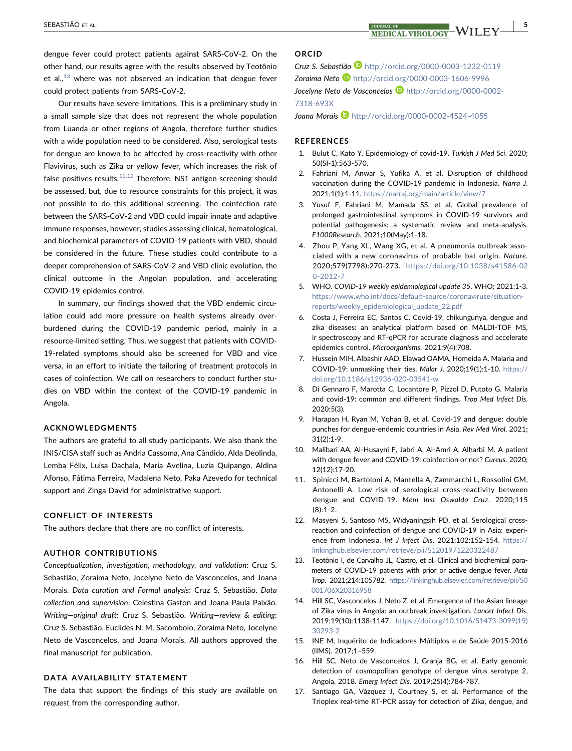dengue fever could protect patients against SARS-CoV-2. On the other hand, our results agree with the results observed by Teotônio et al.,[13] where was not observed an indication that dengue fever could protect patients from SARS-CoV-2.

Our results have severe limitations. This is a preliminary study in a small sample size that does not represent the whole population from Luanda or other regions of Angola, therefore further studies with a wide population need to be considered. Also, serological tests for dengue are known to be affected by cross-reactivity with other Flavivirus, such as Zika or yellow fever, which increases the risk of false positives results.[11,12] Therefore, NS1 antigen screening should be assessed, but, due to resource constraints for this project, it was not possible to do this additional screening. The coinfection rate between the SARS-CoV-2 and VBD could impair innate and adaptive immune responses, however, studies assessing clinical, hematological, and biochemical parameters of COVID-19 patients with VBD, should be considered in the future. These studies could contribute to a deeper comprehension of SARS-CoV-2 and VBD clinic evolution, the clinical outcome in the Angolan population, and accelerating COVID-19 epidemics control.

In summary, our findings showed that the VBD endemic circulation could add more pressure on health systems already overburdened during the COVID-19 pandemic period, mainly in a resource-limited setting. Thus, we suggest that patients with COVID-19-related symptoms should also be screened for VBD and vice versa, in an effort to initiate the tailoring of treatment protocols in cases of coinfection. We call on researchers to conduct further studies on VBD within the context of the COVID-19 pandemic in Angola.

## ACKNOWLEDGMENTS

The authors are grateful to all study participants. We also thank the INIS/CISA staff such as Andria Cassoma, Ana Cândido, Alda Deolinda, Lemba Félix, Luísa Dachala, Maria Avelina, Luzia Quipango, Aldina Afonso, Fátima Ferreira, Madalena Neto, Paka Azevedo for technical support and Zinga David for administrative support.

## CONFLICT OF INTERESTS

The authors declare that there are no conflict of interests.

## AUTHOR CONTRIBUTIONS

*Conceptualization, investigation, methodology, and validation*: Cruz S. Sebastião, Zoraima Neto, Jocelyne Neto de Vasconcelos, and Joana Morais. *Data curation and Formal analysis*: Cruz S. Sebastião. *Data collection and supervision*: Celestina Gaston and Joana Paula Paixão. *Writing—original draft*: Cruz S. Sebastião. *Writing—review & editing*: Cruz S. Sebastião, Euclides N. M. Sacomboio, Zoraima Neto, Jocelyne Neto de Vasconcelos, and Joana Morais. All authors approved the final manuscript for publication.

## DATA AVAILABILITY STATEMENT

The data that support the findings of this study are available on request from the corresponding author.

## ORCID

*Cruz S. Sebastião* http://orcid.org/0000-0003-1232-0119
*Zoraima Neto* http://orcid.org/0000-0003-1606-9996
*Jocelyne Neto de Vasconcelos* http://orcid.org/0000-0002-7318-693X
*Joana Morais* http://orcid.org/0000-0002-4524-4055

## REFERENCES

1. Bulut C, Kato Y. Epidemiology of covid-19. *Turkish J Med Sci*. 2020; 50(SI-1):563-570.
2. Fahriani M, Anwar S, Yufika A, et al. Disruption of childhood vaccination during the COVID-19 pandemic in Indonesia. *Narra J*. 2021;1(1):1-11. https://narraj.org/main/article/view/7
3. Yusuf F, Fahriani M, Mamada SS, et al. Global prevalence of prolonged gastrointestinal symptoms in COVID-19 survivors and potential pathogenesis: a systematic review and meta-analysis. *F1000Research*. 2021;10(May):1-18.
4. Zhou P, Yang XL, Wang XG, et al. A pneumonia outbreak associated with a new coronavirus of probable bat origin. *Nature*. 2020;579(7798):270-273. https://doi.org/10.1038/s41586-020-2012-7
5. WHO. *COVID-19 weekly epidemiological update 35*. WHO; 2021:1-3. https://www.who.int/docs/default-source/coronaviruse/situation-reports/weekly_epidemiological_update_22.pdf
6. Costa J, Ferreira EC, Santos C. Covid-19, chikungunya, dengue and zika diseases: an analytical platform based on MALDI-TOF MS, ir spectroscopy and RT-qPCR for accurate diagnosis and accelerate epidemics control. *Microorganisms*. 2021;9(4):708.
7. Hussein MIH, Albashir AAD, Elawad OAMA, Homeida A. Malaria and COVID-19: unmasking their ties. *Malar J*. 2020;19(1):1-10. https://doi.org/10.1186/s12936-020-03541-w
8. Di Gennaro F, Marotta C, Locantore P, Pizzol D, Putoto G. Malaria and covid-19: common and different findings. *Trop Med Infect Dis*. 2020;5(3).
9. Harapan H, Ryan M, Yohan B, et al. Covid-19 and dengue: double punches for dengue-endemic countries in Asia. *Rev Med Virol*. 2021; 31(2):1-9.
10. Malibari AA, Al-Husayni F, Jabri A, Al-Amri A, Alharbi M. A patient with dengue fever and COVID-19: coinfection or not? *Cureus*. 2020; 12(12):17-20.
11. Spinicci M, Bartoloni A, Mantella A, Zammarchi L, Rossolini GM, Antonelli A. Low risk of serological cross-reactivity between dengue and COVID-19. *Mem Inst Oswaldo Cruz*. 2020;115 (8):1-2.
12. Masyeni S, Santoso MS, Widyaningsih PD, et al. Serological cross-reaction and coinfection of dengue and COVID-19 in Asia: experience from Indonesia. *Int J Infect Dis*. 2021;102:152-154. https://linkinghub.elsevier.com/retrieve/pii/S1201971220322487
13. Teotônio I, de Carvalho JL, Castro, et al. Clinical and biochemical parameters of COVID-19 patients with prior or active dengue fever. *Acta Trop*. 2021;214:105782. https://linkinghub.elsevier.com/retrieve/pii/S0001706X20316958
14. Hill SC, Vasconcelos J, Neto Z, et al. Emergence of the Asian lineage of Zika virus in Angola: an outbreak investigation. *Lancet Infect Dis*. 2019;19(10):1138-1147. https://doi.org/10.1016/S1473-3099(19)30293-2
15. INE M. Inquérito de Indicadores Múltiplos e de Saúde 2015-2016 (IIMS). 2017;1–559.
16. Hill SC, Neto de Vasconcelos J, Granja BG, et al. Early genomic detection of cosmopolitan genotype of dengue virus serotype 2, Angola, 2018. *Emerg Infect Dis*. 2019;25(4):784-787.
17. Santiago GA, Vázquez J, Courtney S, et al. Performance of the Trioplex real-time RT-PCR assay for detection of Zika, dengue, and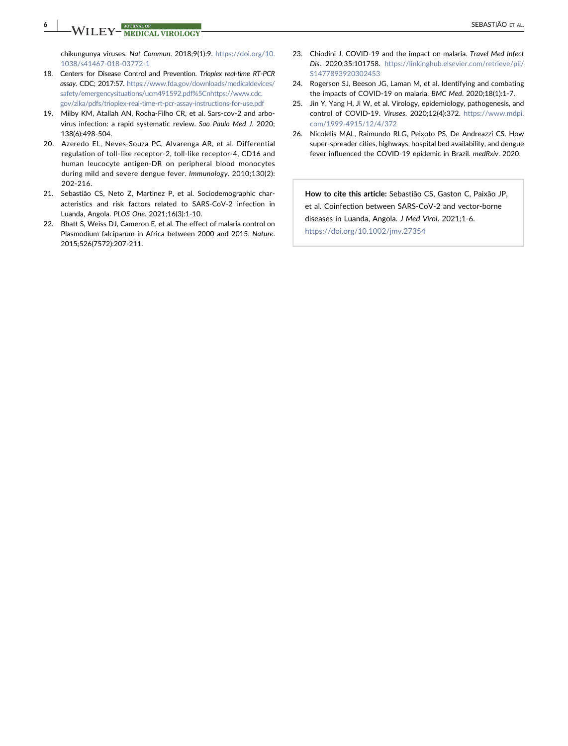chikungunya viruses. *Nat Commun*. 2018;9(1):9. https://doi.org/10.1038/s41467-018-03772-1

18. Centers for Disease Control and Prevention. *Trioplex real-time RT-PCR assay*. CDC; 2017:57. https://www.fda.gov/downloads/medicaldevices/safety/emergencysituations/ucm491592.pdf%5Cnhttps://www.cdc.gov/zika/pdfs/trioplex-real-time-rt-pcr-assay-instructions-for-use.pdf
19. Milby KM, Atallah AN, Rocha-Filho CR, et al. Sars-cov-2 and arbovirus infection: a rapid systematic review. *Sao Paulo Med J*. 2020;138(6):498-504.
20. Azeredo EL, Neves-Souza PC, Alvarenga AR, et al. Differential regulation of toll-like receptor-2, toll-like receptor-4, CD16 and human leucocyte antigen-DR on peripheral blood monocytes during mild and severe dengue fever. *Immunology*. 2010;130(2):202-216.
21. Sebastião CS, Neto Z, Martinez P, et al. Sociodemographic characteristics and risk factors related to SARS-CoV-2 infection in Luanda, Angola. *PLOS One*. 2021;16(3):1-10.
22. Bhatt S, Weiss DJ, Cameron E, et al. The effect of malaria control on Plasmodium falciparum in Africa between 2000 and 2015. *Nature*. 2015;526(7572):207-211.
23. Chiodini J. COVID-19 and the impact on malaria. *Travel Med Infect Dis*. 2020;35:101758. https://linkinghub.elsevier.com/retrieve/pii/S1477893920302453
24. Rogerson SJ, Beeson JG, Laman M, et al. Identifying and combating the impacts of COVID-19 on malaria. *BMC Med*. 2020;18(1):1-7.
25. Jin Y, Yang H, Ji W, et al. Virology, epidemiology, pathogenesis, and control of COVID-19. *Viruses*. 2020;12(4):372. https://www.mdpi.com/1999-4915/12/4/372
26. Nicolelis MAL, Raimundo RLG, Peixoto PS, De Andreazzi CS. How super-spreader cities, highways, hospital bed availability, and dengue fever influenced the COVID-19 epidemic in Brazil. *medRxiv*. 2020.

**How to cite this article:** Sebastião CS, Gaston C, Paixão JP, et al. Coinfection between SARS-CoV-2 and vector-borne diseases in Luanda, Angola. *J Med Virol*. 2021;1-6. https://doi.org/10.1002/jmv.27354